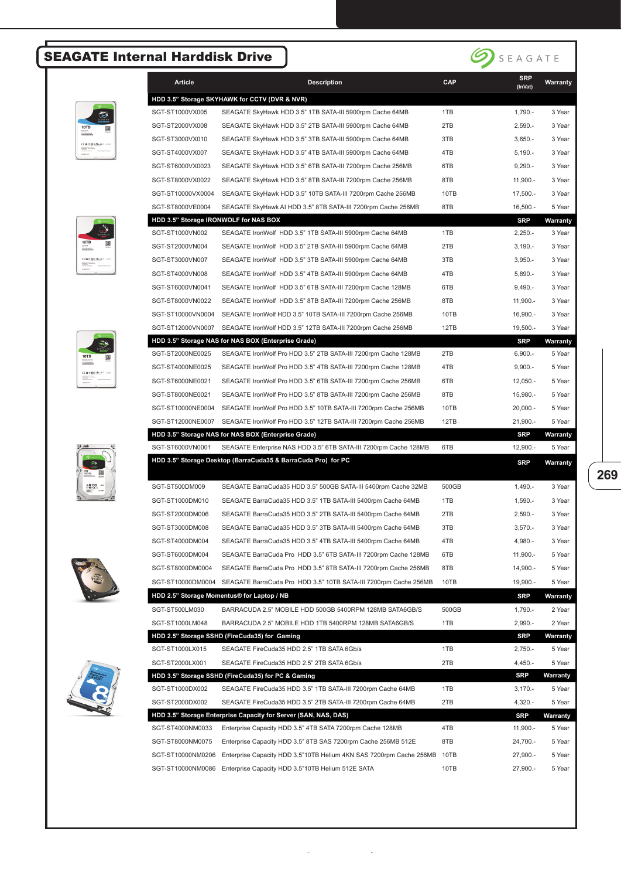# SEAGATE Internal Harddisk Drive

| Article | Description | CAP | SRP (InVat) | Warranty |
|---|---|---|---|---|
| **HDD 3.5" Storage SKYHAWK for CCTV (DVR & NVR)** | | | | |
| SGT-ST1000VX005 | SEAGATE SkyHawk HDD 3.5" 1TB SATA-III 5900rpm Cache 64MB | 1TB | 1,790.- | 3 Year |
| SGT-ST2000VX008 | SEAGATE SkyHawk HDD 3.5" 2TB SATA-III 5900rpm Cache 64MB | 2TB | 2,590.- | 3 Year |
| SGT-ST3000VX010 | SEAGATE SkyHawk HDD 3.5" 3TB SATA-III 5900rpm Cache 64MB | 3TB | 3,650.- | 3 Year |
| SGT-ST4000VX007 | SEAGATE SkyHawk HDD 3.5" 4TB SATA-III 5900rpm Cache 64MB | 4TB | 5,190.- | 3 Year |
| SGT-ST6000VX0023 | SEAGATE SkyHawk HDD 3.5" 6TB SATA-III 7200rpm Cache 256MB | 6TB | 9,290.- | 3 Year |
| SGT-ST8000VX0022 | SEAGATE SkyHawk HDD 3.5" 8TB SATA-III 7200rpm Cache 256MB | 8TB | 11,900.- | 3 Year |
| SGT-ST10000VX0004 | SEAGATE SkyHawk HDD 3.5" 10TB SATA-III 7200rpm Cache 256MB | 10TB | 17,500.- | 3 Year |
| SGT-ST8000VE0004 | SEAGATE SkyHawk AI HDD 3.5" 8TB SATA-III 7200rpm Cache 256MB | 8TB | 16,500.- | 5 Year |
| **HDD 3.5" Storage IRONWOLF for NAS BOX** | | | **SRP** | **Warranty** |
| SGT-ST1000VN002 | SEAGATE IronWolf HDD 3.5" 1TB SATA-III 5900rpm Cache 64MB | 1TB | 2,250.- | 3 Year |
| SGT-ST2000VN004 | SEAGATE IronWolf HDD 3.5" 2TB SATA-III 5900rpm Cache 64MB | 2TB | 3,190.- | 3 Year |
| SGT-ST3000VN007 | SEAGATE IronWolf HDD 3.5" 3TB SATA-III 5900rpm Cache 64MB | 3TB | 3,950.- | 3 Year |
| SGT-ST4000VN008 | SEAGATE IronWolf HDD 3.5" 4TB SATA-III 5900rpm Cache 64MB | 4TB | 5,890.- | 3 Year |
| SGT-ST6000VN0041 | SEAGATE IronWolf HDD 3.5" 6TB SATA-III 7200rpm Cache 128MB | 6TB | 9,490.- | 3 Year |
| SGT-ST8000VN0022 | SEAGATE IronWolf HDD 3.5" 8TB SATA-III 7200rpm Cache 256MB | 8TB | 11,900.- | 3 Year |
| SGT-ST10000VN0004 | SEAGATE IronWolf HDD 3.5" 10TB SATA-III 7200rpm Cache 256MB | 10TB | 16,900.- | 3 Year |
| SGT-ST12000VN0007 | SEAGATE IronWolf HDD 3.5" 12TB SATA-III 7200rpm Cache 256MB | 12TB | 19,500.- | 3 Year |
| **HDD 3.5" Storage NAS for NAS BOX (Enterprise Grade)** | | | **SRP** | **Warranty** |
| SGT-ST2000NE0025 | SEAGATE IronWolf Pro HDD 3.5" 2TB SATA-III 7200rpm Cache 128MB | 2TB | 6,900.- | 5 Year |
| SGT-ST4000NE0025 | SEAGATE IronWolf Pro HDD 3.5" 4TB SATA-III 7200rpm Cache 128MB | 4TB | 9,900.- | 5 Year |
| SGT-ST6000NE0021 | SEAGATE IronWolf Pro HDD 3.5" 6TB SATA-III 7200rpm Cache 256MB | 6TB | 12,050.- | 5 Year |
| SGT-ST8000NE0021 | SEAGATE IronWolf Pro HDD 3.5" 8TB SATA-III 7200rpm Cache 256MB | 8TB | 15,980.- | 5 Year |
| SGT-ST10000NE0004 | SEAGATE IronWolf Pro HDD 3.5" 10TB SATA-III 7200rpm Cache 256MB | 10TB | 20,000.- | 5 Year |
| SGT-ST12000NE0007 | SEAGATE IronWolf Pro HDD 3.5" 12TB SATA-III 7200rpm Cache 256MB | 12TB | 21,900.- | 5 Year |
| **HDD 3.5" Storage NAS for NAS BOX (Enterprise Grade)** | | | **SRP** | **Warranty** |
| SGT-ST6000VN0001 | SEAGATE Enterprise NAS HDD 3.5" 6TB SATA-III 7200rpm Cache 128MB | 6TB | 12,900.- | 5 Year |
| **HDD 3.5" Storage Desktop (BarraCuda35 & BarraCuda Pro) for PC** | | | **SRP** | **Warranty** |
| SGT-ST500DM009 | SEAGATE BarraCuda35 HDD 3.5" 500GB SATA-III 5400rpm Cache 32MB | 500GB | 1,490.- | 3 Year |
| SGT-ST1000DM010 | SEAGATE BarraCuda35 HDD 3.5" 1TB SATA-III 5400rpm Cache 64MB | 1TB | 1,590.- | 3 Year |
| SGT-ST2000DM006 | SEAGATE BarraCuda35 HDD 3.5" 2TB SATA-III 5400rpm Cache 64MB | 2TB | 2,590.- | 3 Year |
| SGT-ST3000DM008 | SEAGATE BarraCuda35 HDD 3.5" 3TB SATA-III 5400rpm Cache 64MB | 3TB | 3,570.- | 3 Year |
| SGT-ST4000DM004 | SEAGATE BarraCuda35 HDD 3.5" 4TB SATA-III 5400rpm Cache 64MB | 4TB | 4,980.- | 3 Year |
| SGT-ST6000DM004 | SEAGATE BarraCuda Pro HDD 3.5" 6TB SATA-III 7200rpm Cache 128MB | 6TB | 11,900.- | 5 Year |
| SGT-ST8000DM0004 | SEAGATE BarraCuda Pro HDD 3.5" 8TB SATA-III 7200rpm Cache 256MB | 8TB | 14,900.- | 5 Year |
| SGT-ST10000DM0004 | SEAGATE BarraCuda Pro HDD 3.5" 10TB SATA-III 7200rpm Cache 256MB | 10TB | 19,900.- | 5 Year |
| **HDD 2.5" Storage Momentus® for Laptop / NB** | | | **SRP** | **Warranty** |
| SGT-ST500LM030 | BARRACUDA 2.5" MOBILE HDD 500GB 5400RPM 128MB SATA6GB/S | 500GB | 1,790.- | 2 Year |
| SGT-ST1000LM048 | BARRACUDA 2.5" MOBILE HDD 1TB 5400RPM 128MB SATA6GB/S | 1TB | 2,990.- | 2 Year |
| **HDD 2.5" Storage SSHD (FireCuda35) for Gaming** | | | **SRP** | **Warranty** |
| SGT-ST1000LX015 | SEAGATE FireCuda35 HDD 2.5" 1TB SATA 6Gb/s | 1TB | 2,750.- | 5 Year |
| SGT-ST2000LX001 | SEAGATE FireCuda35 HDD 2.5" 2TB SATA 6Gb/s | 2TB | 4,450.- | 5 Year |
| **HDD 3.5" Storage SSHD (FireCuda35) for PC & Gaming** | | | **SRP** | **Warranty** |
| SGT-ST1000DX002 | SEAGATE FireCuda35 HDD 3.5" 1TB SATA-III 7200rpm Cache 64MB | 1TB | 3,170.- | 5 Year |
| SGT-ST2000DX002 | SEAGATE FireCuda35 HDD 3.5" 2TB SATA-III 7200rpm Cache 64MB | 2TB | 4,320.- | 5 Year |
| **HDD 3.5" Storage Enterprise Capacity for Server (SAN, NAS, DAS)** | | | **SRP** | **Warranty** |
| SGT-ST4000NM0033 | Enterprise Capacity HDD 3.5" 4TB SATA 7200rpm Cache 128MB | 4TB | 11,900.- | 5 Year |
| SGT-ST8000NM0075 | Enterprise Capacity HDD 3.5" 8TB SAS 7200rpm Cache 256MB 512E | 8TB | 24,700.- | 5 Year |
| SGT-ST10000NM0206 | Enterprise Capacity HDD 3.5"10TB Helium 4KN SAS 7200rpm Cache 256MB | 10TB | 27,900.- | 5 Year |
| SGT-ST10000NM0086 | Enterprise Capacity HDD 3.5"10TB Helium 512E SATA | 10TB | 27,900.- | 5 Year |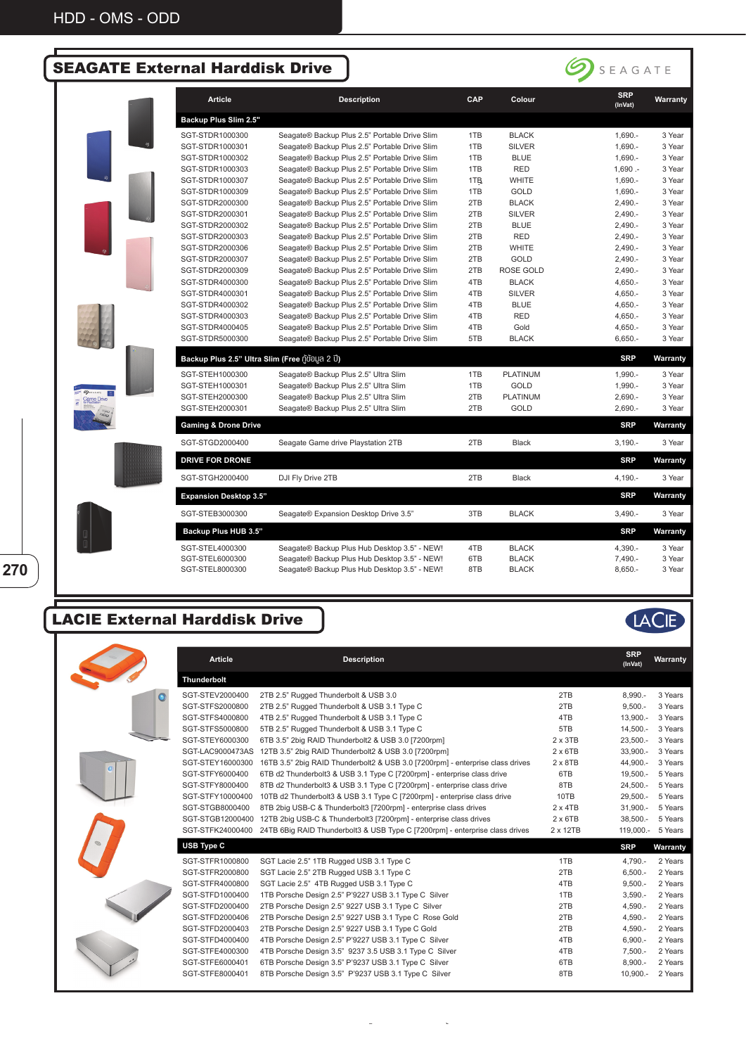## SEAGATE External Harddisk Drive

| Article | Description | CAP | Colour | SRP (InVat) | Warranty |
|---|---|---|---|---|---|
| **Backup Plus Slim 2.5"** | | | | | |
| SGT-STDR1000300 | Seagate® Backup Plus 2.5" Portable Drive Slim | 1TB | BLACK | 1,690.- | 3 Year |
| SGT-STDR1000301 | Seagate® Backup Plus 2.5" Portable Drive Slim | 1TB | SILVER | 1,690.- | 3 Year |
| SGT-STDR1000302 | Seagate® Backup Plus 2.5" Portable Drive Slim | 1TB | BLUE | 1,690.- | 3 Year |
| SGT-STDR1000303 | Seagate® Backup Plus 2.5" Portable Drive Slim | 1TB | RED | 1,690 .- | 3 Year |
| SGT-STDR1000307 | Seagate® Backup Plus 2.5" Portable Drive Slim | 1TB | WHITE | 1,690.- | 3 Year |
| SGT-STDR1000309 | Seagate® Backup Plus 2.5" Portable Drive Slim | 1TB | GOLD | 1,690.- | 3 Year |
| SGT-STDR2000300 | Seagate® Backup Plus 2.5" Portable Drive Slim | 2TB | BLACK | 2,490.- | 3 Year |
| SGT-STDR2000301 | Seagate® Backup Plus 2.5" Portable Drive Slim | 2TB | SILVER | 2,490.- | 3 Year |
| SGT-STDR2000302 | Seagate® Backup Plus 2.5" Portable Drive Slim | 2TB | BLUE | 2,490.- | 3 Year |
| SGT-STDR2000303 | Seagate® Backup Plus 2.5" Portable Drive Slim | 2TB | RED | 2,490.- | 3 Year |
| SGT-STDR2000306 | Seagate® Backup Plus 2.5" Portable Drive Slim | 2TB | WHITE | 2,490.- | 3 Year |
| SGT-STDR2000307 | Seagate® Backup Plus 2.5" Portable Drive Slim | 2TB | GOLD | 2,490.- | 3 Year |
| SGT-STDR2000309 | Seagate® Backup Plus 2.5" Portable Drive Slim | 2TB | ROSE GOLD | 2,490.- | 3 Year |
| SGT-STDR4000300 | Seagate® Backup Plus 2.5" Portable Drive Slim | 4TB | BLACK | 4,650.- | 3 Year |
| SGT-STDR4000301 | Seagate® Backup Plus 2.5" Portable Drive Slim | 4TB | SILVER | 4,650.- | 3 Year |
| SGT-STDR4000302 | Seagate® Backup Plus 2.5" Portable Drive Slim | 4TB | BLUE | 4,650.- | 3 Year |
| SGT-STDR4000303 | Seagate® Backup Plus 2.5" Portable Drive Slim | 4TB | RED | 4,650.- | 3 Year |
| SGT-STDR4000405 | Seagate® Backup Plus 2.5" Portable Drive Slim | 4TB | Gold | 4,650.- | 3 Year |
| SGT-STDR5000300 | Seagate® Backup Plus 2.5" Portable Drive Slim | 5TB | BLACK | 6,650.- | 3 Year |
| **Backup Plus 2.5" Ultra Slim (Free กู้ข้อมูล 2 ปี)** | | | | **SRP** | **Warranty** |
| SGT-STEH1000300 | Seagate® Backup Plus 2.5" Ultra Slim | 1TB | PLATINUM | 1,990.- | 3 Year |
| SGT-STEH1000301 | Seagate® Backup Plus 2.5" Ultra Slim | 1TB | GOLD | 1,990.- | 3 Year |
| SGT-STEH2000300 | Seagate® Backup Plus 2.5" Ultra Slim | 2TB | PLATINUM | 2,690.- | 3 Year |
| SGT-STEH2000301 | Seagate® Backup Plus 2.5" Ultra Slim | 2TB | GOLD | 2,690.- | 3 Year |
| **Gaming & Drone Drive** | | | | **SRP** | **Warranty** |
| SGT-STGD2000400 | Seagate Game drive Playstation 2TB | 2TB | Black | 3,190.- | 3 Year |
| **DRIVE FOR DRONE** | | | | **SRP** | **Warranty** |
| SGT-STGH2000400 | DJI Fly Drive 2TB | 2TB | Black | 4,190.- | 3 Year |
| **Expansion Desktop 3.5"** | | | | **SRP** | **Warranty** |
| SGT-STEB3000300 | Seagate® Expansion Desktop Drive 3.5" | 3TB | BLACK | 3,490.- | 3 Year |
| **Backup Plus HUB 3.5"** | | | | **SRP** | **Warranty** |
| SGT-STEL4000300 | Seagate® Backup Plus Hub Desktop 3.5" - NEW! | 4TB | BLACK | 4,390.- | 3 Year |
| SGT-STEL6000300 | Seagate® Backup Plus Hub Desktop 3.5" - NEW! | 6TB | BLACK | 7,490.- | 3 Year |
| SGT-STEL8000300 | Seagate® Backup Plus Hub Desktop 3.5" - NEW! | 8TB | BLACK | 8,650.- | 3 Year |

## LACIE External Harddisk Drive

| Article | Description | | SRP (InVat) | Warranty |
|---|---|---|---|---|
| **Thunderbolt** | | | | |
| SGT-STEV2000400 | 2TB 2.5" Rugged Thunderbolt & USB 3.0 | 2TB | 8,990.- | 3 Years |
| SGT-STFS2000800 | 2TB 2.5" Rugged Thunderbolt & USB 3.1 Type C | 2TB | 9,500.- | 3 Years |
| SGT-STFS4000800 | 4TB 2.5" Rugged Thunderbolt & USB 3.1 Type C | 4TB | 13,900.- | 3 Years |
| SGT-STFS5000800 | 5TB 2.5" Rugged Thunderbolt & USB 3.1 Type C | 5TB | 14,500.- | 3 Years |
| SGT-STEY6000300 | 6TB 3.5" 2big RAID Thunderbolt2 & USB 3.0 [7200rpm] | 2 x 3TB | 23,500.- | 3 Years |
| SGT-LAC9000473AS | 12TB 3.5" 2big RAID Thunderbolt2 & USB 3.0 [7200rpm] | 2 x 6TB | 33,900.- | 3 Years |
| SGT-STEY16000300 | 16TB 3.5" 2big RAID Thunderbolt2 & USB 3.0 [7200rpm] - enterprise class drives | 2 x 8TB | 44,900.- | 3 Years |
| SGT-STFY6000400 | 6TB d2 Thunderbolt3 & USB 3.1 Type C [7200rpm] - enterprise class drive | 6TB | 19,500.- | 5 Years |
| SGT-STFY8000400 | 8TB d2 Thunderbolt3 & USB 3.1 Type C [7200rpm] - enterprise class drive | 8TB | 24,500.- | 5 Years |
| SGT-STFY10000400 | 10TB d2 Thunderbolt3 & USB 3.1 Type C [7200rpm] - enterprise class drive | 10TB | 29,500.- | 5 Years |
| SGT-STGB8000400 | 8TB 2big USB-C & Thunderbolt3 [7200rpm] - enterprise class drives | 2 x 4TB | 31,900.- | 5 Years |
| SGT-STGB12000400 | 12TB 2big USB-C & Thunderbolt3 [7200rpm] - enterprise class drives | 2 x 6TB | 38,500.- | 5 Years |
| SGT-STFK24000400 | 24TB 6Big RAID Thunderbolt3 & USB Type C [7200rpm] - enterprise class drives | 2 x 12TB | 119,000.- | 5 Years |
| **USB Type C** | | | **SRP** | **Warranty** |
| SGT-STFR1000800 | SGT Lacie 2.5" 1TB Rugged USB 3.1 Type C | 1TB | 4,790.- | 2 Years |
| SGT-STFR2000800 | SGT Lacie 2.5" 2TB Rugged USB 3.1 Type C | 2TB | 6,500.- | 2 Years |
| SGT-STFR4000800 | SGT Lacie 2.5" 4TB Rugged USB 3.1 Type C | 4TB | 9,500.- | 2 Years |
| SGT-STFD1000400 | 1TB Porsche Design 2.5" P'9227 USB 3.1 Type C Silver | 1TB | 3,590.- | 2 Years |
| SGT-STFD2000400 | 2TB Porsche Design 2.5" 9227 USB 3.1 Type C Silver | 2TB | 4,590.- | 2 Years |
| SGT-STFD2000406 | 2TB Porsche Design 2.5" 9227 USB 3.1 Type C Rose Gold | 2TB | 4,590.- | 2 Years |
| SGT-STFD2000403 | 2TB Porsche Design 2.5" 9227 USB 3.1 Type C Gold | 2TB | 4,590.- | 2 Years |
| SGT-STFD4000400 | 4TB Porsche Design 2.5" P'9227 USB 3.1 Type C Silver | 4TB | 6,900.- | 2 Years |
| SGT-STFE4000300 | 4TB Porsche Design 3.5" 9237 3.5 USB 3.1 Type C Silver | 4TB | 7,500.- | 2 Years |
| SGT-STFE6000401 | 6TB Porsche Design 3.5" P'9237 USB 3.1 Type C Silver | 6TB | 8,900.- | 2 Years |
| SGT-STFE8000401 | 8TB Porsche Design 3.5" P'9237 USB 3.1 Type C Silver | 8TB | 10,900.- | 2 Years |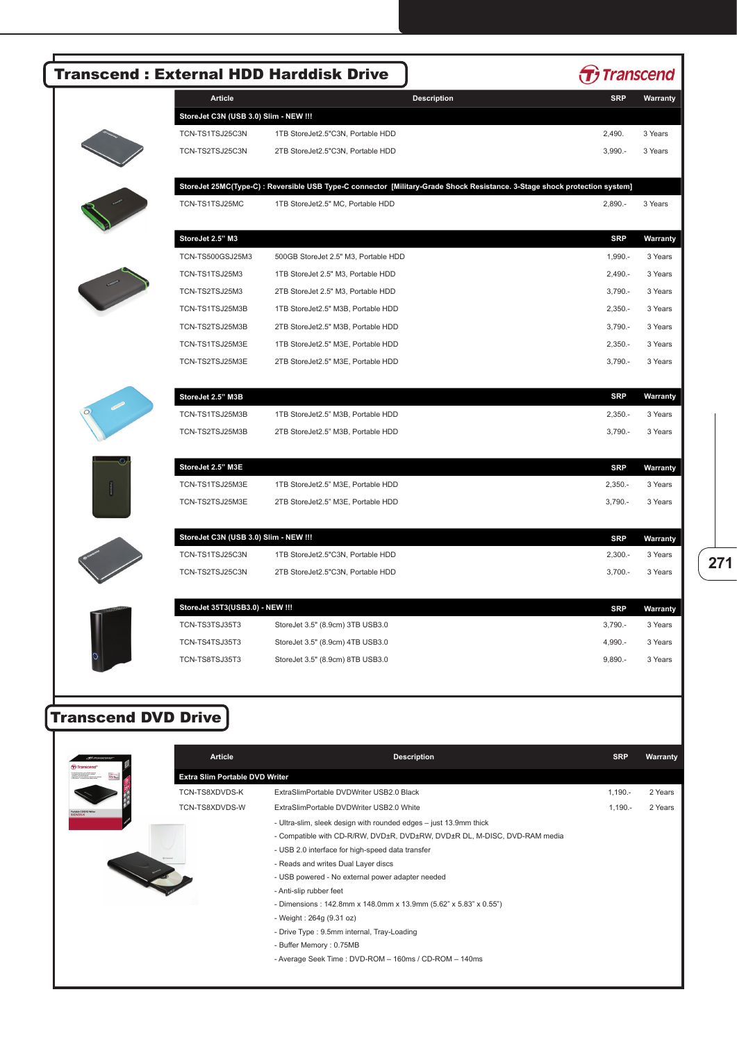# Transcend : External HDD Harddisk Drive

| Article | Description | SRP | Warranty |
|---|---|---|---|
| **StoreJet C3N (USB 3.0) Slim - NEW !!!** | | | |
| TCN-TS1TSJ25C3N | 1TB StoreJet2.5"C3N, Portable HDD | 2,490. | 3 Years |
| TCN-TS2TSJ25C3N | 2TB StoreJet2.5"C3N, Portable HDD | 3,990.- | 3 Years |
| **StoreJet 25MC(Type-C) : Reversible USB Type-C connector [Military-Grade Shock Resistance. 3-Stage shock protection system]** | | | |
| TCN-TS1TSJ25MC | 1TB StoreJet2.5" MC, Portable HDD | 2,890.- | 3 Years |

| StoreJet 2.5" M3 | | SRP | Warranty |
|---|---|---|---|
| TCN-TS500GSJ25M3 | 500GB StoreJet 2.5" M3, Portable HDD | 1,990.- | 3 Years |
| TCN-TS1TSJ25M3 | 1TB StoreJet 2.5" M3, Portable HDD | 2,490.- | 3 Years |
| TCN-TS2TSJ25M3 | 2TB StoreJet 2.5" M3, Portable HDD | 3,790.- | 3 Years |
| TCN-TS1TSJ25M3B | 1TB StoreJet2.5" M3B, Portable HDD | 2,350.- | 3 Years |
| TCN-TS2TSJ25M3B | 2TB StoreJet2.5" M3B, Portable HDD | 3,790.- | 3 Years |
| TCN-TS1TSJ25M3E | 1TB StoreJet2.5" M3E, Portable HDD | 2,350.- | 3 Years |
| TCN-TS2TSJ25M3E | 2TB StoreJet2.5" M3E, Portable HDD | 3,790.- | 3 Years |

| StoreJet 2.5" M3B | | SRP | Warranty |
|---|---|---|---|
| TCN-TS1TSJ25M3B | 1TB StoreJet2.5" M3B, Portable HDD | 2,350.- | 3 Years |
| TCN-TS2TSJ25M3B | 2TB StoreJet2.5" M3B, Portable HDD | 3,790.- | 3 Years |

| StoreJet 2.5" M3E | | SRP | Warranty |
|---|---|---|---|
| TCN-TS1TSJ25M3E | 1TB StoreJet2.5" M3E, Portable HDD | 2,350.- | 3 Years |
| TCN-TS2TSJ25M3E | 2TB StoreJet2.5" M3E, Portable HDD | 3,790.- | 3 Years |

| StoreJet C3N (USB 3.0) Slim - NEW !!! | | SRP | Warranty |
|---|---|---|---|
| TCN-TS1TSJ25C3N | 1TB StoreJet2.5"C3N, Portable HDD | 2,300.- | 3 Years |
| TCN-TS2TSJ25C3N | 2TB StoreJet2.5"C3N, Portable HDD | 3,700.- | 3 Years |

| StoreJet 35T3(USB3.0) - NEW !!! | | SRP | Warranty |
|---|---|---|---|
| TCN-TS3TSJ35T3 | StoreJet 3.5" (8.9cm) 3TB USB3.0 | 3,790.- | 3 Years |
| TCN-TS4TSJ35T3 | StoreJet 3.5" (8.9cm) 4TB USB3.0 | 4,990.- | 3 Years |
| TCN-TS8TSJ35T3 | StoreJet 3.5" (8.9cm) 8TB USB3.0 | 9,890.- | 3 Years |

# Transcend DVD Drive

| Article | Description | SRP | Warranty |
|---|---|---|---|
| **Extra Slim Portable DVD Writer** | | | |
| TCN-TS8XDVDS-K | ExtraSlimPortable DVDWriter USB2.0 Black | 1,190.- | 2 Years |
| TCN-TS8XDVDS-W | ExtraSlimPortable DVDWriter USB2.0 White | 1,190.- | 2 Years |

- Ultra-slim, sleek design with rounded edges – just 13.9mm thick
- Compatible with CD-R/RW, DVD±R, DVD±RW, DVD±R DL, M-DISC, DVD-RAM media
- USB 2.0 interface for high-speed data transfer
- Reads and writes Dual Layer discs
- USB powered - No external power adapter needed
- Anti-slip rubber feet
- Dimensions : 142.8mm x 148.0mm x 13.9mm (5.62" x 5.83" x 0.55")
- Weight : 264g (9.31 oz)
- Drive Type : 9.5mm internal, Tray-Loading
- Buffer Memory : 0.75MB
- Average Seek Time : DVD-ROM – 160ms / CD-ROM – 140ms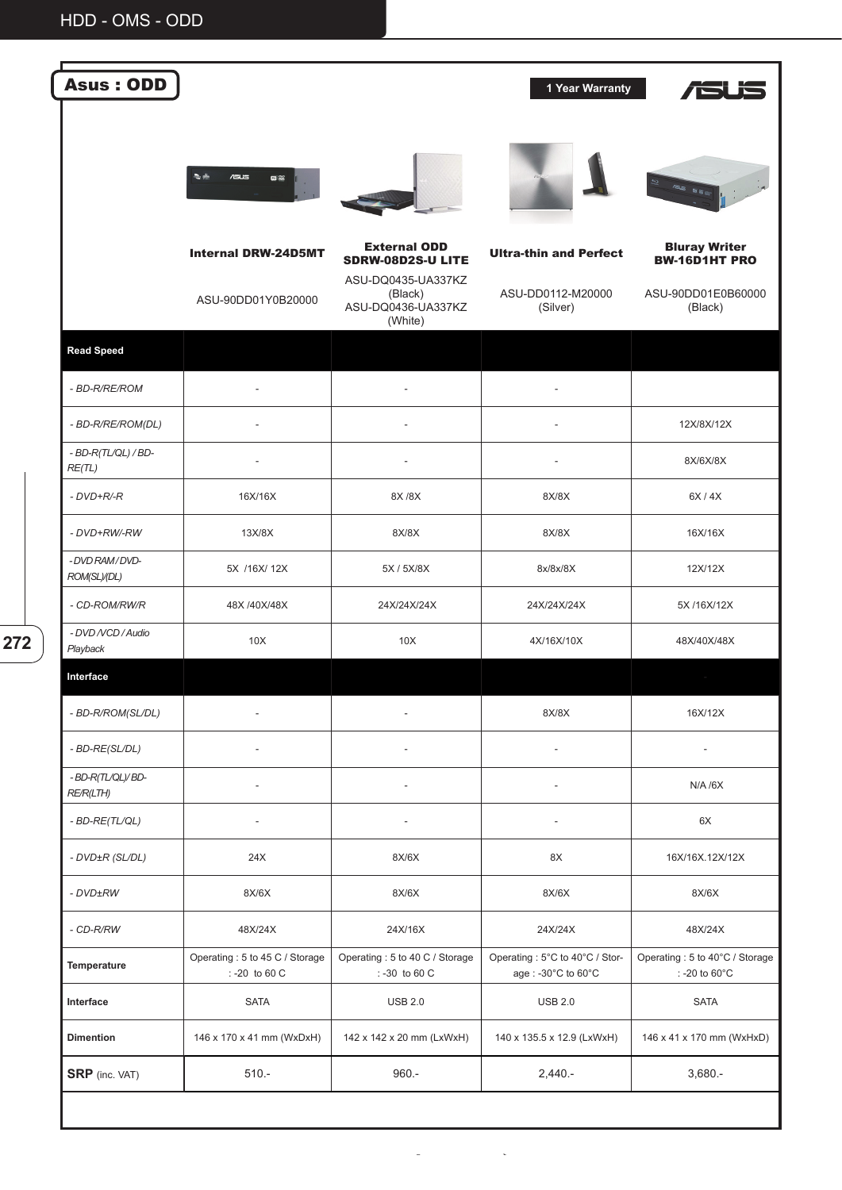## Asus : ODD

**1 Year Warranty**

| | **Internal DRW-24D5MT** | **External ODD SDRW-08D2S-U LITE** | **Ultra-thin and Perfect** | **Bluray Writer BW-16D1HT PRO** |
|---|---|---|---|---|
| | ASU-90DD01Y0B20000 | ASU-DQ0435-UA337KZ (Black) ASU-DQ0436-UA337KZ (White) | ASU-DD0112-M20000 (Silver) | ASU-90DD01E0B60000 (Black) |
| **Read Speed** | | | | |
| *- BD-R/RE/ROM* | - | - | - | |
| *- BD-R/RE/ROM(DL)* | - | - | - | 12X/8X/12X |
| *- BD-R(TL/QL) / BD-RE(TL)* | - | - | - | 8X/6X/8X |
| *- DVD+R/-R* | 16X/16X | 8X /8X | 8X/8X | 6X / 4X |
| *- DVD+RW/-RW* | 13X/8X | 8X/8X | 8X/8X | 16X/16X |
| *- DVD RAM / DVD-ROM(SL)/(DL)* | 5X /16X/ 12X | 5X / 5X/8X | 8x/8x/8X | 12X/12X |
| *- CD-ROM/RW/R* | 48X /40X/48X | 24X/24X/24X | 24X/24X/24X | 5X /16X/12X |
| *- DVD /VCD / Audio Playback* | 10X | 10X | 4X/16X/10X | 48X/40X/48X |
| **Interface** | | | | |
| *- BD-R/ROM(SL/DL)* | - | - | 8X/8X | 16X/12X |
| *- BD-RE(SL/DL)* | - | - | - | - |
| *- BD-R(TL/QL)/ BD-RE/R(LTH)* | - | - | - | N/A /6X |
| *- BD-RE(TL/QL)* | - | - | - | 6X |
| *- DVD±R (SL/DL)* | 24X | 8X/6X | 8X | 16X/16X.12X/12X |
| *- DVD±RW* | 8X/6X | 8X/6X | 8X/6X | 8X/6X |
| *- CD-R/RW* | 48X/24X | 24X/16X | 24X/24X | 48X/24X |
| **Temperature** | Operating : 5 to 45 C / Storage : -20 to 60 C | Operating : 5 to 40 C / Storage : -30 to 60 C | Operating : 5°C to 40°C / Storage : -30°C to 60°C | Operating : 5 to 40°C / Storage : -20 to 60°C |
| **Interface** | SATA | USB 2.0 | USB 2.0 | SATA |
| **Dimention** | 146 x 170 x 41 mm (WxDxH) | 142 x 142 x 20 mm (LxWxH) | 140 x 135.5 x 12.9 (LxWxH) | 146 x 41 x 170 mm (WxHxD) |
| **SRP** (inc. VAT) | 510.- | 960.- | 2,440.- | 3,680.- |